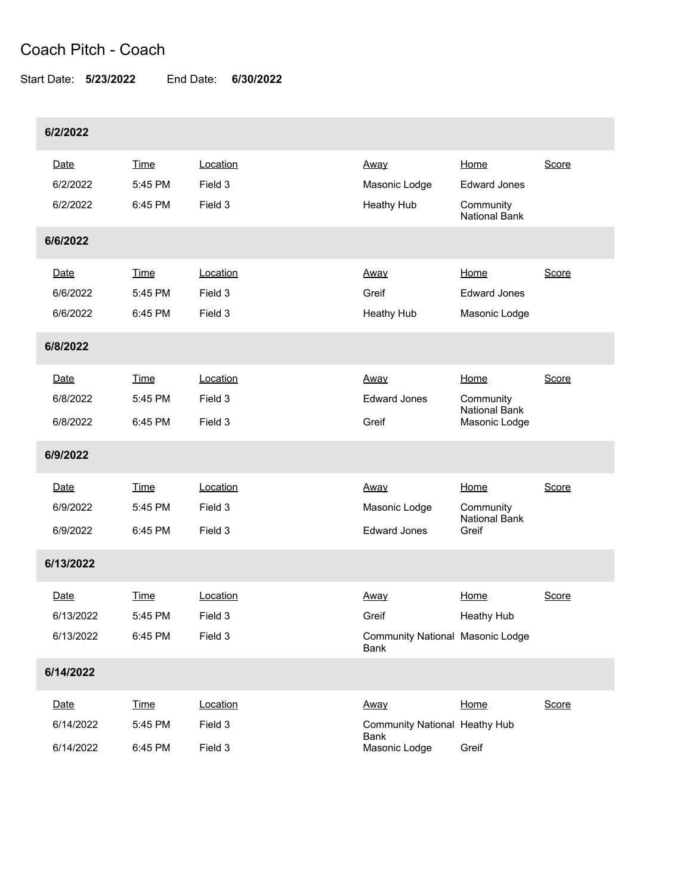# Coach Pitch - Coach

Start Date: **5/23/2022** End Date: **6/30/2022**

### 6/2/2022

| Date | Time | Location | Away | Home | Score |
| --- | --- | --- | --- | --- | --- |
| 6/2/2022 | 5:45 PM | Field 3 | Masonic Lodge | Edward Jones | |
| 6/2/2022 | 6:45 PM | Field 3 | Heathy Hub | Community National Bank | |

### 6/6/2022

| Date | Time | Location | Away | Home | Score |
| --- | --- | --- | --- | --- | --- |
| 6/6/2022 | 5:45 PM | Field 3 | Greif | Edward Jones | |
| 6/6/2022 | 6:45 PM | Field 3 | Heathy Hub | Masonic Lodge | |

### 6/8/2022

| Date | Time | Location | Away | Home | Score |
| --- | --- | --- | --- | --- | --- |
| 6/8/2022 | 5:45 PM | Field 3 | Edward Jones | Community National Bank | |
| 6/8/2022 | 6:45 PM | Field 3 | Greif | Masonic Lodge | |

### 6/9/2022

| Date | Time | Location | Away | Home | Score |
| --- | --- | --- | --- | --- | --- |
| 6/9/2022 | 5:45 PM | Field 3 | Masonic Lodge | Community National Bank | |
| 6/9/2022 | 6:45 PM | Field 3 | Edward Jones | Greif | |

### 6/13/2022

| Date | Time | Location | Away | Home | Score |
| --- | --- | --- | --- | --- | --- |
| 6/13/2022 | 5:45 PM | Field 3 | Greif | Heathy Hub | |
| 6/13/2022 | 6:45 PM | Field 3 | Community National Bank | Masonic Lodge | |

### 6/14/2022

| Date | Time | Location | Away | Home | Score |
| --- | --- | --- | --- | --- | --- |
| 6/14/2022 | 5:45 PM | Field 3 | Community National Bank | Heathy Hub | |
| 6/14/2022 | 6:45 PM | Field 3 | Masonic Lodge | Greif | |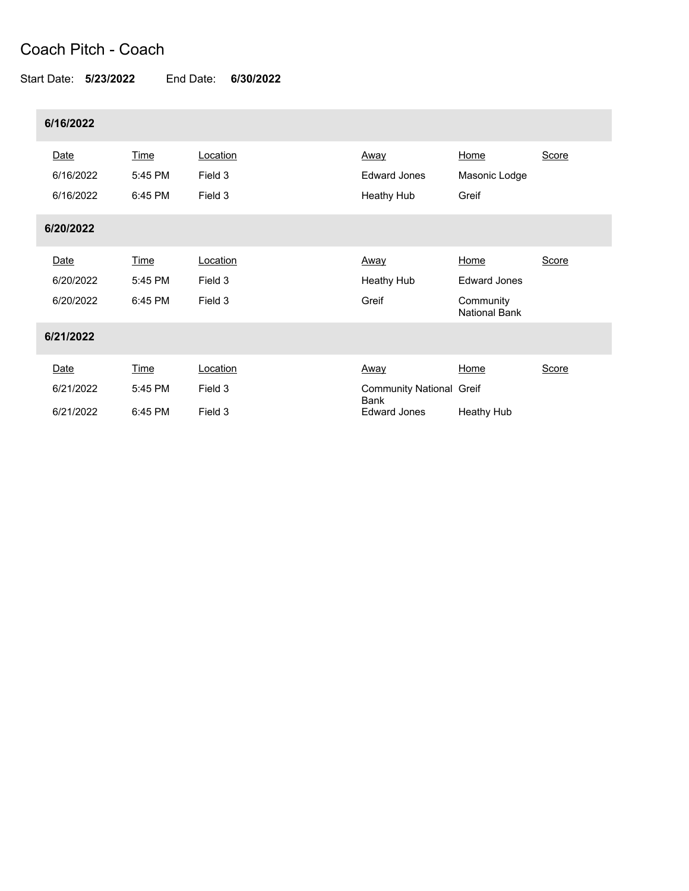# Coach Pitch - Coach

Start Date: **5/23/2022** End Date: **6/30/2022**

### 6/16/2022

| Date | Time | Location | Away | Home | Score |
| --- | --- | --- | --- | --- | --- |
| 6/16/2022 | 5:45 PM | Field 3 | Edward Jones | Masonic Lodge | |
| 6/16/2022 | 6:45 PM | Field 3 | Heathy Hub | Greif | |

### 6/20/2022

| Date | Time | Location | Away | Home | Score |
| --- | --- | --- | --- | --- | --- |
| 6/20/2022 | 5:45 PM | Field 3 | Heathy Hub | Edward Jones | |
| 6/20/2022 | 6:45 PM | Field 3 | Greif | Community National Bank | |

### 6/21/2022

| Date | Time | Location | Away | Home | Score |
| --- | --- | --- | --- | --- | --- |
| 6/21/2022 | 5:45 PM | Field 3 | Community National Bank | Greif | |
| 6/21/2022 | 6:45 PM | Field 3 | Edward Jones | Heathy Hub | |